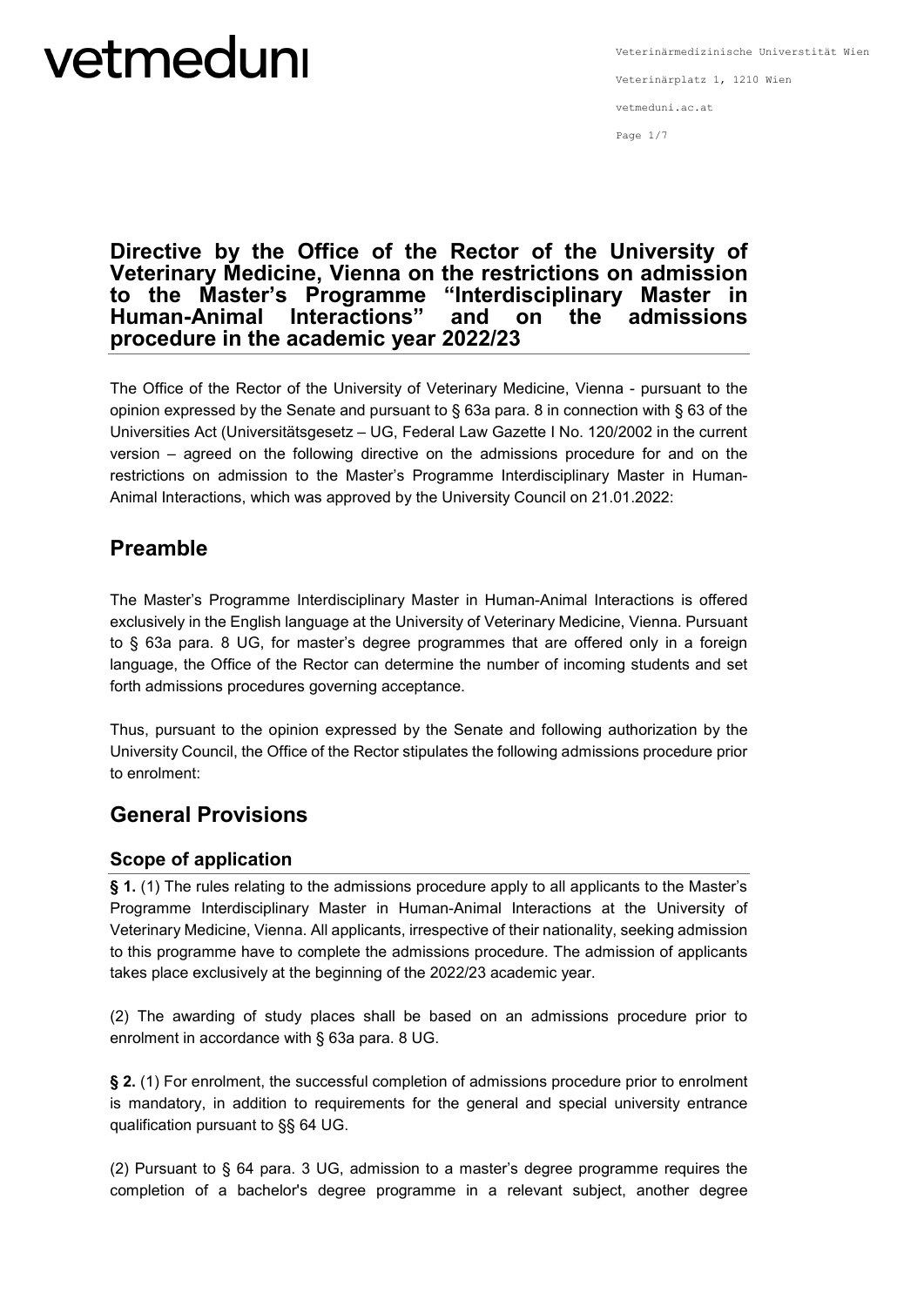# Directive by the Office of the Rector of the University of Veterinary Medicine, Vienna on the restrictions on admission to the Master's Programme "Interdisciplinary Master in Human-Animal Interactions" and on the admissions procedure in the academic year 2022/23

The Office of the Rector of the University of Veterinary Medicine, Vienna - pursuant to the opinion expressed by the Senate and pursuant to § 63a para. 8 in connection with § 63 of the Universities Act (Universitätsgesetz – UG, Federal Law Gazette I No. 120/2002 in the current version – agreed on the following directive on the admissions procedure for and on the restrictions on admission to the Master's Programme Interdisciplinary Master in Human-Animal Interactions, which was approved by the University Council on 21.01.2022:

## Preamble

The Master's Programme Interdisciplinary Master in Human-Animal Interactions is offered exclusively in the English language at the University of Veterinary Medicine, Vienna. Pursuant to § 63a para. 8 UG, for master's degree programmes that are offered only in a foreign language, the Office of the Rector can determine the number of incoming students and set forth admissions procedures governing acceptance.

Thus, pursuant to the opinion expressed by the Senate and following authorization by the University Council, the Office of the Rector stipulates the following admissions procedure prior to enrolment:

## General Provisions

### Scope of application

**§ 1.** (1) The rules relating to the admissions procedure apply to all applicants to the Master's Programme Interdisciplinary Master in Human-Animal Interactions at the University of Veterinary Medicine, Vienna. All applicants, irrespective of their nationality, seeking admission to this programme have to complete the admissions procedure. The admission of applicants takes place exclusively at the beginning of the 2022/23 academic year.

(2) The awarding of study places shall be based on an admissions procedure prior to enrolment in accordance with § 63a para. 8 UG.

**§ 2.** (1) For enrolment, the successful completion of admissions procedure prior to enrolment is mandatory, in addition to requirements for the general and special university entrance qualification pursuant to §§ 64 UG.

(2) Pursuant to § 64 para. 3 UG, admission to a master's degree programme requires the completion of a bachelor's degree programme in a relevant subject, another degree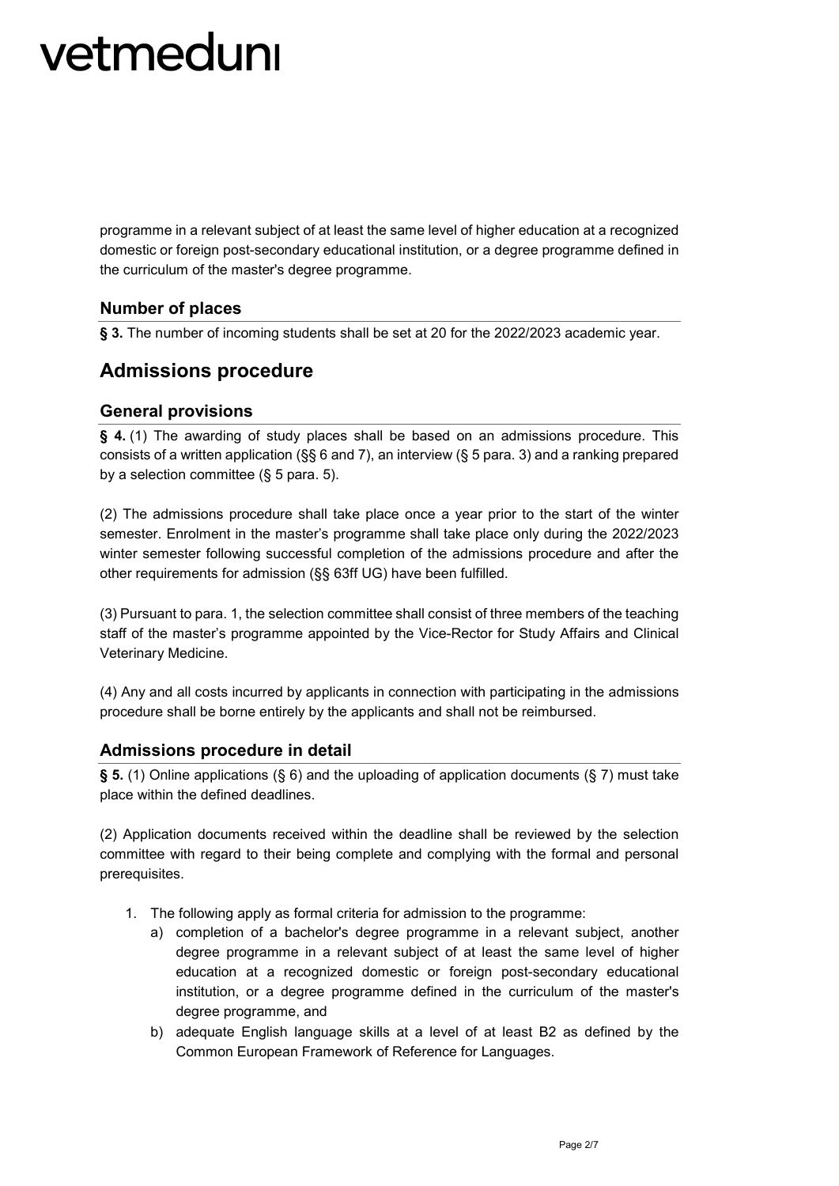programme in a relevant subject of at least the same level of higher education at a recognized domestic or foreign post-secondary educational institution, or a degree programme defined in the curriculum of the master's degree programme.

### Number of places

**§ 3.** The number of incoming students shall be set at 20 for the 2022/2023 academic year.

## Admissions procedure

### General provisions

**§ 4.** (1) The awarding of study places shall be based on an admissions procedure. This consists of a written application (§§ 6 and 7), an interview (§ 5 para. 3) and a ranking prepared by a selection committee (§ 5 para. 5).

(2) The admissions procedure shall take place once a year prior to the start of the winter semester. Enrolment in the master's programme shall take place only during the 2022/2023 winter semester following successful completion of the admissions procedure and after the other requirements for admission (§§ 63ff UG) have been fulfilled.

(3) Pursuant to para. 1, the selection committee shall consist of three members of the teaching staff of the master's programme appointed by the Vice-Rector for Study Affairs and Clinical Veterinary Medicine.

(4) Any and all costs incurred by applicants in connection with participating in the admissions procedure shall be borne entirely by the applicants and shall not be reimbursed.

### Admissions procedure in detail

**§ 5.** (1) Online applications (§ 6) and the uploading of application documents (§ 7) must take place within the defined deadlines.

(2) Application documents received within the deadline shall be reviewed by the selection committee with regard to their being complete and complying with the formal and personal prerequisites.

1. The following apply as formal criteria for admission to the programme:
   a) completion of a bachelor's degree programme in a relevant subject, another degree programme in a relevant subject of at least the same level of higher education at a recognized domestic or foreign post-secondary educational institution, or a degree programme defined in the curriculum of the master's degree programme, and
   b) adequate English language skills at a level of at least B2 as defined by the Common European Framework of Reference for Languages.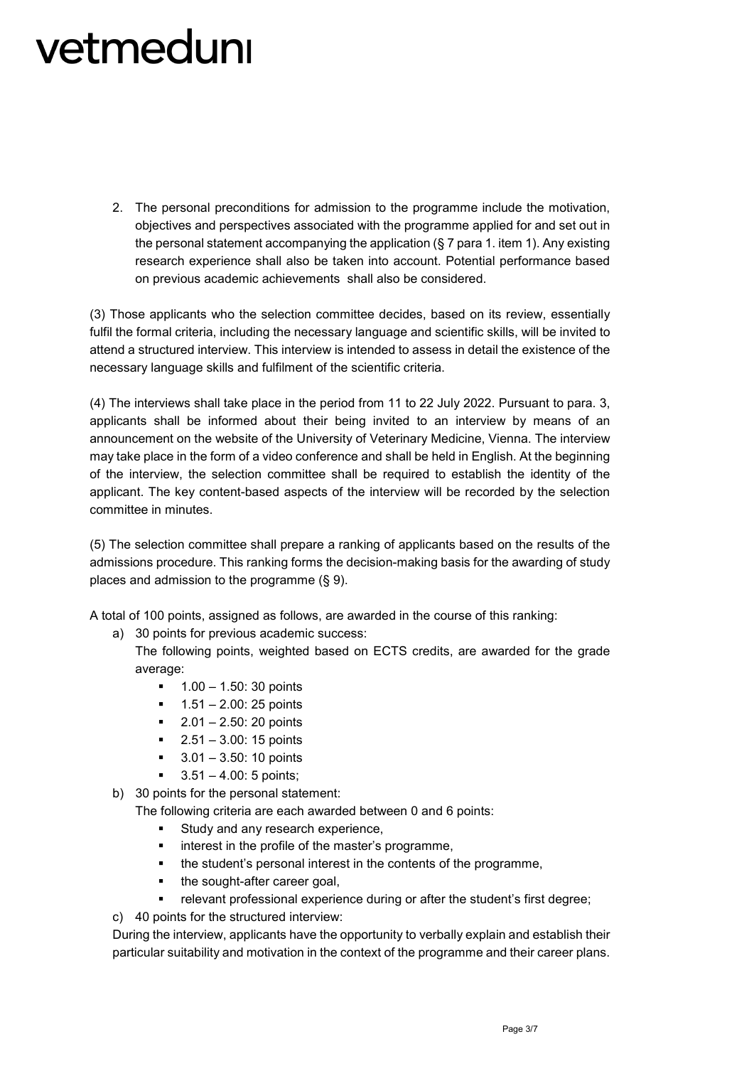2. The personal preconditions for admission to the programme include the motivation, objectives and perspectives associated with the programme applied for and set out in the personal statement accompanying the application (§ 7 para 1. item 1). Any existing research experience shall also be taken into account. Potential performance based on previous academic achievements shall also be considered.

(3) Those applicants who the selection committee decides, based on its review, essentially fulfil the formal criteria, including the necessary language and scientific skills, will be invited to attend a structured interview. This interview is intended to assess in detail the existence of the necessary language skills and fulfilment of the scientific criteria.

(4) The interviews shall take place in the period from 11 to 22 July 2022. Pursuant to para. 3, applicants shall be informed about their being invited to an interview by means of an announcement on the website of the University of Veterinary Medicine, Vienna. The interview may take place in the form of a video conference and shall be held in English. At the beginning of the interview, the selection committee shall be required to establish the identity of the applicant. The key content-based aspects of the interview will be recorded by the selection committee in minutes.

(5) The selection committee shall prepare a ranking of applicants based on the results of the admissions procedure. This ranking forms the decision-making basis for the awarding of study places and admission to the programme (§ 9).

A total of 100 points, assigned as follows, are awarded in the course of this ranking:

a) 30 points for previous academic success:
   The following points, weighted based on ECTS credits, are awarded for the grade average:
   - 1.00 – 1.50: 30 points
   - 1.51 – 2.00: 25 points
   - 2.01 – 2.50: 20 points
   - 2.51 – 3.00: 15 points
   - 3.01 – 3.50: 10 points
   - 3.51 – 4.00: 5 points;

b) 30 points for the personal statement:
   The following criteria are each awarded between 0 and 6 points:
   - Study and any research experience,
   - interest in the profile of the master's programme,
   - the student's personal interest in the contents of the programme,
   - the sought-after career goal,
   - relevant professional experience during or after the student's first degree;

c) 40 points for the structured interview:
   During the interview, applicants have the opportunity to verbally explain and establish their particular suitability and motivation in the context of the programme and their career plans.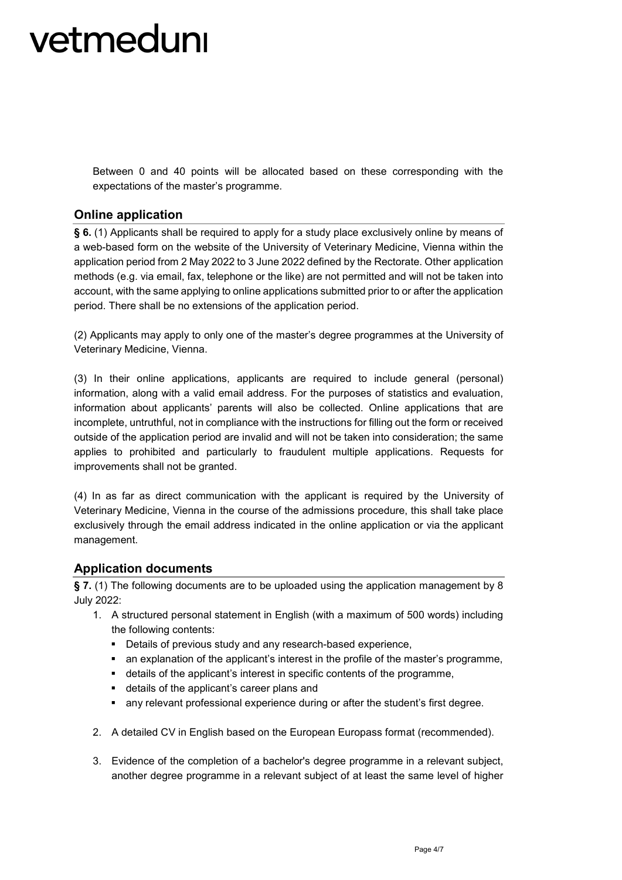Between 0 and 40 points will be allocated based on these corresponding with the expectations of the master's programme.

## Online application

**§ 6.** (1) Applicants shall be required to apply for a study place exclusively online by means of a web-based form on the website of the University of Veterinary Medicine, Vienna within the application period from 2 May 2022 to 3 June 2022 defined by the Rectorate. Other application methods (e.g. via email, fax, telephone or the like) are not permitted and will not be taken into account, with the same applying to online applications submitted prior to or after the application period. There shall be no extensions of the application period.

(2) Applicants may apply to only one of the master's degree programmes at the University of Veterinary Medicine, Vienna.

(3) In their online applications, applicants are required to include general (personal) information, along with a valid email address. For the purposes of statistics and evaluation, information about applicants' parents will also be collected. Online applications that are incomplete, untruthful, not in compliance with the instructions for filling out the form or received outside of the application period are invalid and will not be taken into consideration; the same applies to prohibited and particularly to fraudulent multiple applications. Requests for improvements shall not be granted.

(4) In as far as direct communication with the applicant is required by the University of Veterinary Medicine, Vienna in the course of the admissions procedure, this shall take place exclusively through the email address indicated in the online application or via the applicant management.

## Application documents

**§ 7.** (1) The following documents are to be uploaded using the application management by 8 July 2022:

1. A structured personal statement in English (with a maximum of 500 words) including the following contents:
   - Details of previous study and any research-based experience,
   - an explanation of the applicant's interest in the profile of the master's programme,
   - details of the applicant's interest in specific contents of the programme,
   - details of the applicant's career plans and
   - any relevant professional experience during or after the student's first degree.
2. A detailed CV in English based on the European Europass format (recommended).
3. Evidence of the completion of a bachelor's degree programme in a relevant subject, another degree programme in a relevant subject of at least the same level of higher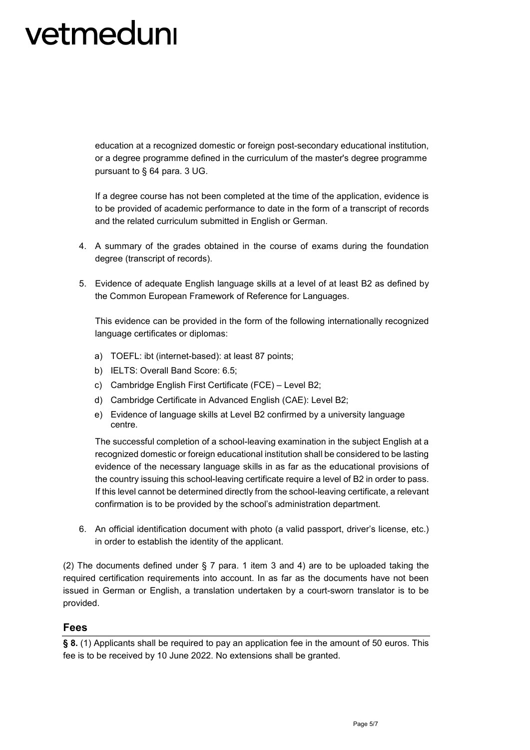education at a recognized domestic or foreign post-secondary educational institution, or a degree programme defined in the curriculum of the master's degree programme pursuant to § 64 para. 3 UG.

If a degree course has not been completed at the time of the application, evidence is to be provided of academic performance to date in the form of a transcript of records and the related curriculum submitted in English or German.

4. A summary of the grades obtained in the course of exams during the foundation degree (transcript of records).

5. Evidence of adequate English language skills at a level of at least B2 as defined by the Common European Framework of Reference for Languages.

   This evidence can be provided in the form of the following internationally recognized language certificates or diplomas:

   a) TOEFL: ibt (internet-based): at least 87 points;
   b) IELTS: Overall Band Score: 6.5;
   c) Cambridge English First Certificate (FCE) – Level B2;
   d) Cambridge Certificate in Advanced English (CAE): Level B2;
   e) Evidence of language skills at Level B2 confirmed by a university language centre.

   The successful completion of a school-leaving examination in the subject English at a recognized domestic or foreign educational institution shall be considered to be lasting evidence of the necessary language skills in as far as the educational provisions of the country issuing this school-leaving certificate require a level of B2 in order to pass. If this level cannot be determined directly from the school-leaving certificate, a relevant confirmation is to be provided by the school's administration department.

6. An official identification document with photo (a valid passport, driver's license, etc.) in order to establish the identity of the applicant.

(2) The documents defined under § 7 para. 1 item 3 and 4) are to be uploaded taking the required certification requirements into account. In as far as the documents have not been issued in German or English, a translation undertaken by a court-sworn translator is to be provided.

## Fees

**§ 8.** (1) Applicants shall be required to pay an application fee in the amount of 50 euros. This fee is to be received by 10 June 2022. No extensions shall be granted.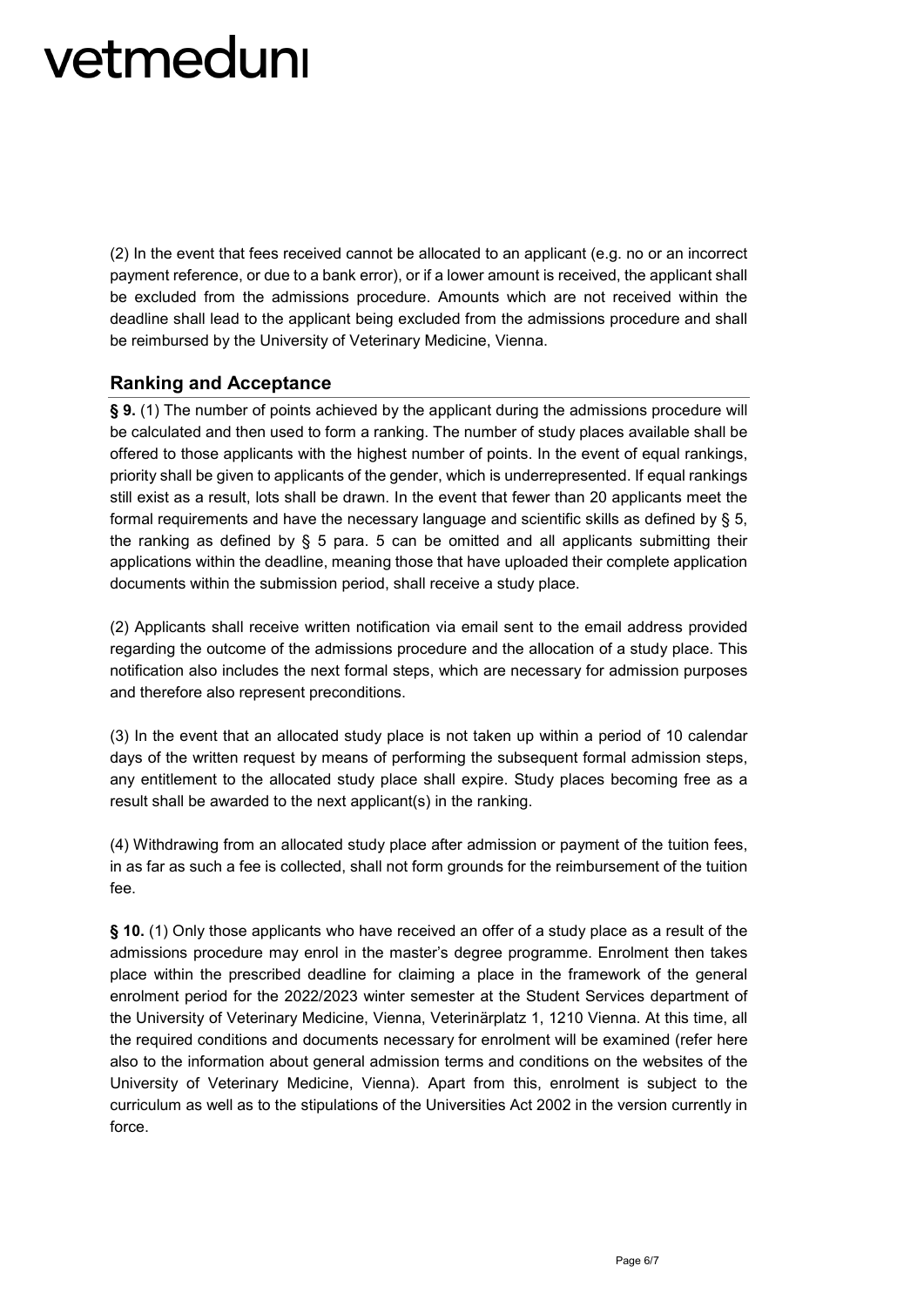(2) In the event that fees received cannot be allocated to an applicant (e.g. no or an incorrect payment reference, or due to a bank error), or if a lower amount is received, the applicant shall be excluded from the admissions procedure. Amounts which are not received within the deadline shall lead to the applicant being excluded from the admissions procedure and shall be reimbursed by the University of Veterinary Medicine, Vienna.

## Ranking and Acceptance

**§ 9.** (1) The number of points achieved by the applicant during the admissions procedure will be calculated and then used to form a ranking. The number of study places available shall be offered to those applicants with the highest number of points. In the event of equal rankings, priority shall be given to applicants of the gender, which is underrepresented. If equal rankings still exist as a result, lots shall be drawn. In the event that fewer than 20 applicants meet the formal requirements and have the necessary language and scientific skills as defined by § 5, the ranking as defined by § 5 para. 5 can be omitted and all applicants submitting their applications within the deadline, meaning those that have uploaded their complete application documents within the submission period, shall receive a study place.

(2) Applicants shall receive written notification via email sent to the email address provided regarding the outcome of the admissions procedure and the allocation of a study place. This notification also includes the next formal steps, which are necessary for admission purposes and therefore also represent preconditions.

(3) In the event that an allocated study place is not taken up within a period of 10 calendar days of the written request by means of performing the subsequent formal admission steps, any entitlement to the allocated study place shall expire. Study places becoming free as a result shall be awarded to the next applicant(s) in the ranking.

(4) Withdrawing from an allocated study place after admission or payment of the tuition fees, in as far as such a fee is collected, shall not form grounds for the reimbursement of the tuition fee.

**§ 10.** (1) Only those applicants who have received an offer of a study place as a result of the admissions procedure may enrol in the master's degree programme. Enrolment then takes place within the prescribed deadline for claiming a place in the framework of the general enrolment period for the 2022/2023 winter semester at the Student Services department of the University of Veterinary Medicine, Vienna, Veterinärplatz 1, 1210 Vienna. At this time, all the required conditions and documents necessary for enrolment will be examined (refer here also to the information about general admission terms and conditions on the websites of the University of Veterinary Medicine, Vienna). Apart from this, enrolment is subject to the curriculum as well as to the stipulations of the Universities Act 2002 in the version currently in force.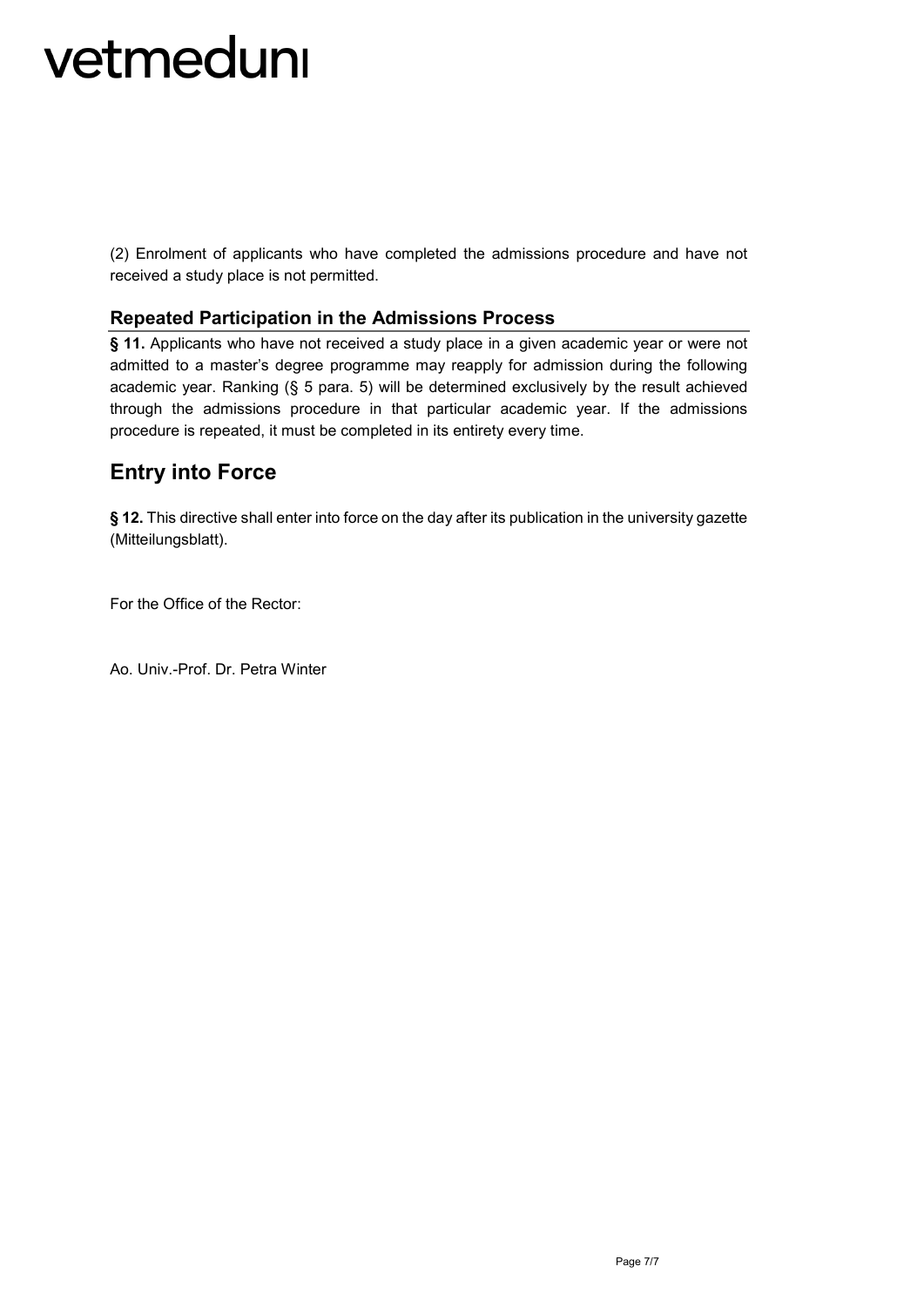(2) Enrolment of applicants who have completed the admissions procedure and have not received a study place is not permitted.

### Repeated Participation in the Admissions Process

**§ 11.** Applicants who have not received a study place in a given academic year or were not admitted to a master's degree programme may reapply for admission during the following academic year. Ranking (§ 5 para. 5) will be determined exclusively by the result achieved through the admissions procedure in that particular academic year. If the admissions procedure is repeated, it must be completed in its entirety every time.

## Entry into Force

**§ 12.** This directive shall enter into force on the day after its publication in the university gazette (Mitteilungsblatt).

For the Office of the Rector:

Ao. Univ.-Prof. Dr. Petra Winter